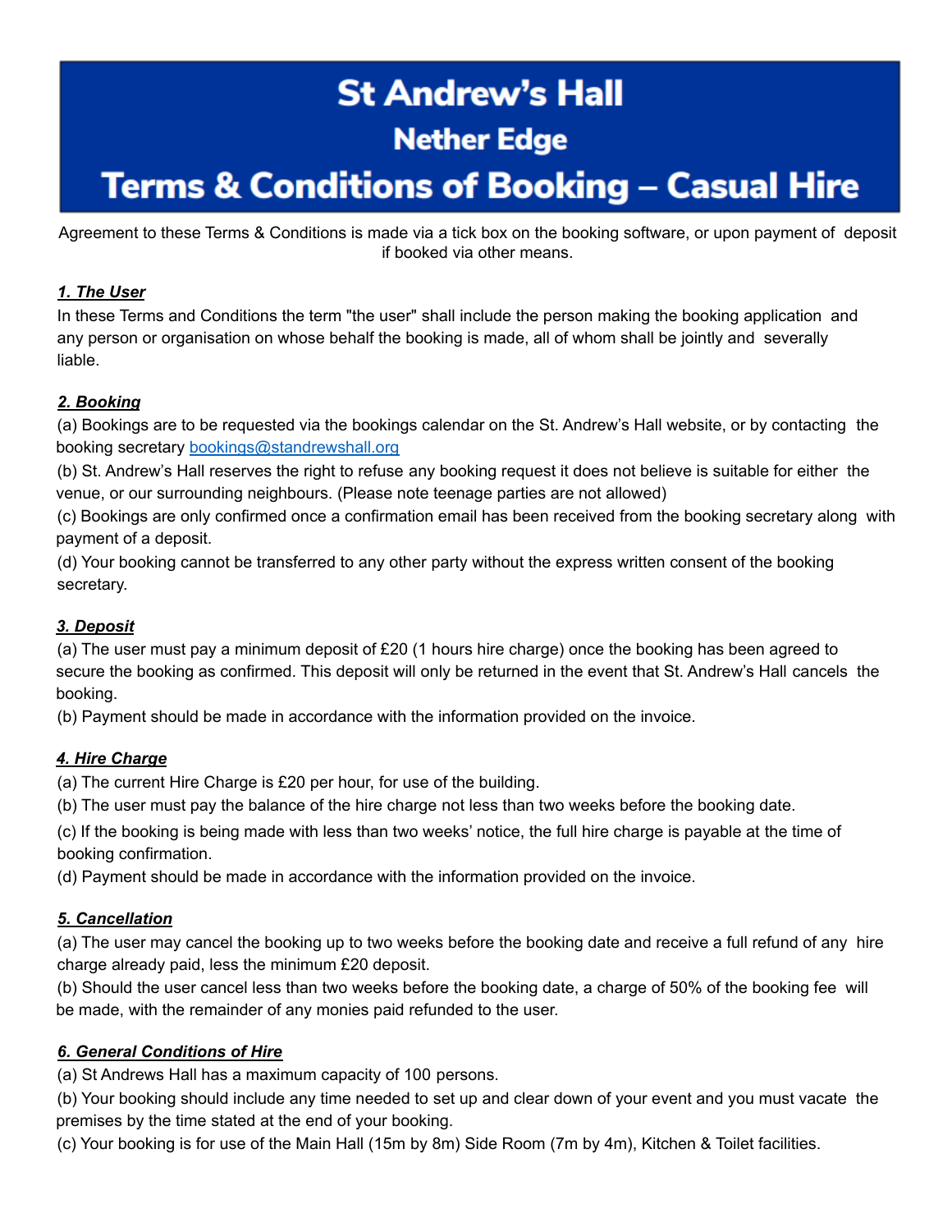# St Andrew's Hall

## Nether Edge

# Terms & Conditions of Booking – Casual Hire

Agreement to these Terms & Conditions is made via a tick box on the booking software, or upon payment of deposit if booked via other means.

***1. The User***

In these Terms and Conditions the term "the user" shall include the person making the booking application and any person or organisation on whose behalf the booking is made, all of whom shall be jointly and severally liable.

***2. Booking***

(a) Bookings are to be requested via the bookings calendar on the St. Andrew's Hall website, or by contacting the booking secretary bookings@standrewshall.org

(b) St. Andrew's Hall reserves the right to refuse any booking request it does not believe is suitable for either the venue, or our surrounding neighbours. (Please note teenage parties are not allowed)

(c) Bookings are only confirmed once a confirmation email has been received from the booking secretary along with payment of a deposit.

(d) Your booking cannot be transferred to any other party without the express written consent of the booking secretary.

***3. Deposit***

(a) The user must pay a minimum deposit of £20 (1 hours hire charge) once the booking has been agreed to secure the booking as confirmed. This deposit will only be returned in the event that St. Andrew's Hall cancels the booking.

(b) Payment should be made in accordance with the information provided on the invoice.

***4. Hire Charge***

(a) The current Hire Charge is £20 per hour, for use of the building.

(b) The user must pay the balance of the hire charge not less than two weeks before the booking date.

(c) If the booking is being made with less than two weeks' notice, the full hire charge is payable at the time of booking confirmation.

(d) Payment should be made in accordance with the information provided on the invoice.

***5. Cancellation***

(a) The user may cancel the booking up to two weeks before the booking date and receive a full refund of any hire charge already paid, less the minimum £20 deposit.

(b) Should the user cancel less than two weeks before the booking date, a charge of 50% of the booking fee will be made, with the remainder of any monies paid refunded to the user.

***6. General Conditions of Hire***

(a) St Andrews Hall has a maximum capacity of 100 persons.

(b) Your booking should include any time needed to set up and clear down of your event and you must vacate the premises by the time stated at the end of your booking.

(c) Your booking is for use of the Main Hall (15m by 8m) Side Room (7m by 4m), Kitchen & Toilet facilities.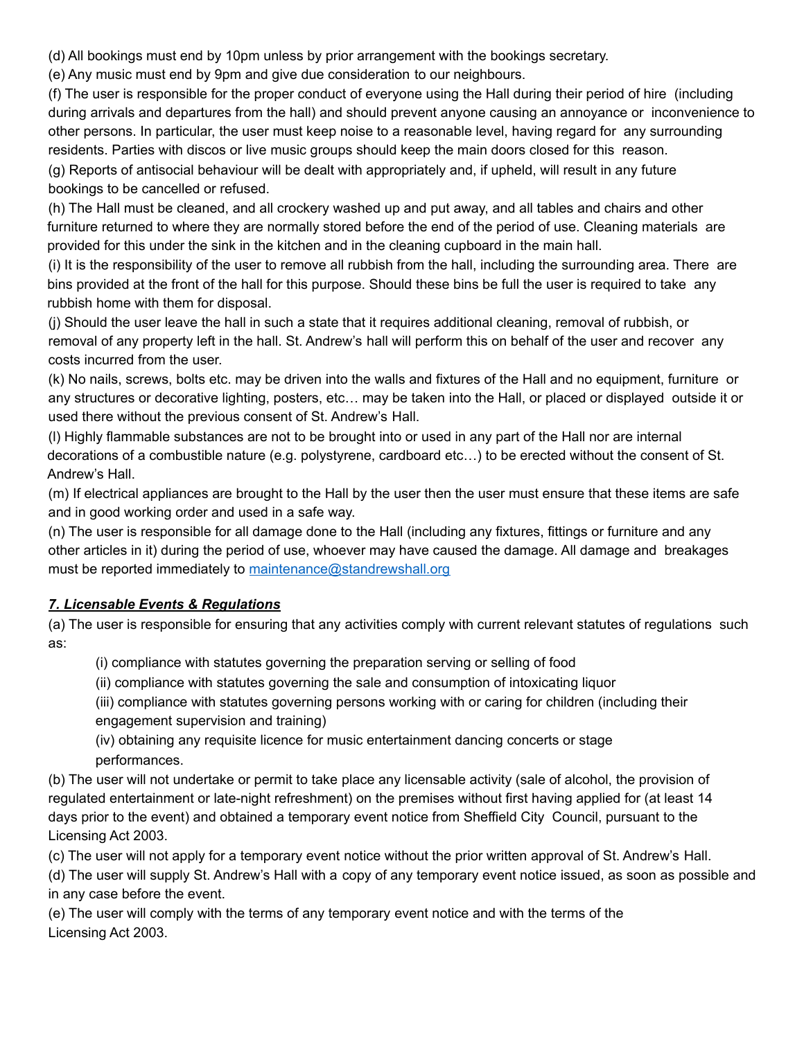(d) All bookings must end by 10pm unless by prior arrangement with the bookings secretary.

(e) Any music must end by 9pm and give due consideration to our neighbours.

(f) The user is responsible for the proper conduct of everyone using the Hall during their period of hire (including during arrivals and departures from the hall) and should prevent anyone causing an annoyance or inconvenience to other persons. In particular, the user must keep noise to a reasonable level, having regard for any surrounding residents. Parties with discos or live music groups should keep the main doors closed for this reason.

(g) Reports of antisocial behaviour will be dealt with appropriately and, if upheld, will result in any future bookings to be cancelled or refused.

(h) The Hall must be cleaned, and all crockery washed up and put away, and all tables and chairs and other furniture returned to where they are normally stored before the end of the period of use. Cleaning materials are provided for this under the sink in the kitchen and in the cleaning cupboard in the main hall.

(i) It is the responsibility of the user to remove all rubbish from the hall, including the surrounding area. There are bins provided at the front of the hall for this purpose. Should these bins be full the user is required to take any rubbish home with them for disposal.

(j) Should the user leave the hall in such a state that it requires additional cleaning, removal of rubbish, or removal of any property left in the hall. St. Andrew's hall will perform this on behalf of the user and recover any costs incurred from the user.

(k) No nails, screws, bolts etc. may be driven into the walls and fixtures of the Hall and no equipment, furniture or any structures or decorative lighting, posters, etc… may be taken into the Hall, or placed or displayed outside it or used there without the previous consent of St. Andrew's Hall.

(l) Highly flammable substances are not to be brought into or used in any part of the Hall nor are internal decorations of a combustible nature (e.g. polystyrene, cardboard etc…) to be erected without the consent of St. Andrew's Hall.

(m) If electrical appliances are brought to the Hall by the user then the user must ensure that these items are safe and in good working order and used in a safe way.

(n) The user is responsible for all damage done to the Hall (including any fixtures, fittings or furniture and any other articles in it) during the period of use, whoever may have caused the damage. All damage and breakages must be reported immediately to [maintenance@standrewshall.org](mailto:maintenance@standrewshall.org)

## ***7. Licensable Events & Regulations***

(a) The user is responsible for ensuring that any activities comply with current relevant statutes of regulations such as:

(i) compliance with statutes governing the preparation serving or selling of food

(ii) compliance with statutes governing the sale and consumption of intoxicating liquor

(iii) compliance with statutes governing persons working with or caring for children (including their engagement supervision and training)

(iv) obtaining any requisite licence for music entertainment dancing concerts or stage performances.

(b) The user will not undertake or permit to take place any licensable activity (sale of alcohol, the provision of regulated entertainment or late-night refreshment) on the premises without first having applied for (at least 14 days prior to the event) and obtained a temporary event notice from Sheffield City Council, pursuant to the Licensing Act 2003.

(c) The user will not apply for a temporary event notice without the prior written approval of St. Andrew's Hall.

(d) The user will supply St. Andrew's Hall with a copy of any temporary event notice issued, as soon as possible and in any case before the event.

(e) The user will comply with the terms of any temporary event notice and with the terms of the Licensing Act 2003.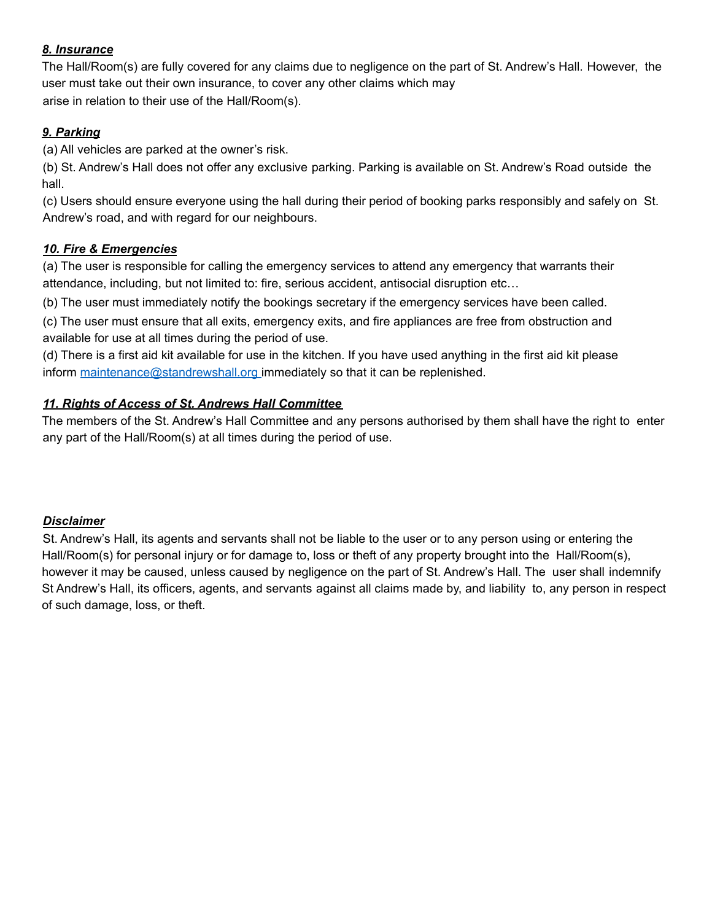***8. Insurance***

The Hall/Room(s) are fully covered for any claims due to negligence on the part of St. Andrew's Hall. However, the user must take out their own insurance, to cover any other claims which may arise in relation to their use of the Hall/Room(s).

***9. Parking***

(a) All vehicles are parked at the owner's risk.

(b) St. Andrew's Hall does not offer any exclusive parking. Parking is available on St. Andrew's Road outside the hall.

(c) Users should ensure everyone using the hall during their period of booking parks responsibly and safely on St. Andrew's road, and with regard for our neighbours.

***10. Fire & Emergencies***

(a) The user is responsible for calling the emergency services to attend any emergency that warrants their attendance, including, but not limited to: fire, serious accident, antisocial disruption etc…

(b) The user must immediately notify the bookings secretary if the emergency services have been called.

(c) The user must ensure that all exits, emergency exits, and fire appliances are free from obstruction and available for use at all times during the period of use.

(d) There is a first aid kit available for use in the kitchen. If you have used anything in the first aid kit please inform maintenance@standrewshall.org immediately so that it can be replenished.

***11. Rights of Access of St. Andrews Hall Committee***

The members of the St. Andrew's Hall Committee and any persons authorised by them shall have the right to enter any part of the Hall/Room(s) at all times during the period of use.

***Disclaimer***

St. Andrew's Hall, its agents and servants shall not be liable to the user or to any person using or entering the Hall/Room(s) for personal injury or for damage to, loss or theft of any property brought into the Hall/Room(s), however it may be caused, unless caused by negligence on the part of St. Andrew's Hall. The user shall indemnify St Andrew's Hall, its officers, agents, and servants against all claims made by, and liability to, any person in respect of such damage, loss, or theft.